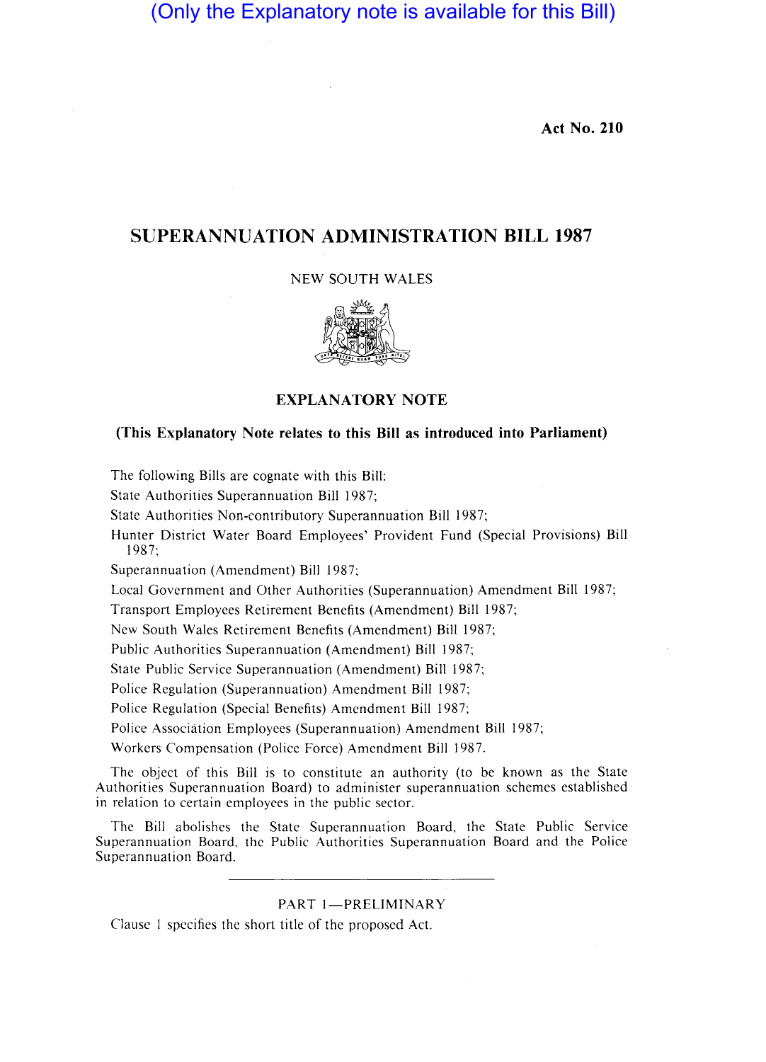(Only the Explanatory note is available for this Bill)

**Act No. 210**

# SUPERANNUATION ADMINISTRATION BILL 1987

NEW SOUTH WALES

## EXPLANATORY NOTE

**(This Explanatory Note relates to this Bill as introduced into Parliament)**

The following Bills are cognate with this Bill:

State Authorities Superannuation Bill 1987;

State Authorities Non-contributory Superannuation Bill 1987;

Hunter District Water Board Employees' Provident Fund (Special Provisions) Bill 1987;

Superannuation (Amendment) Bill 1987;

Local Government and Other Authorities (Superannuation) Amendment Bill 1987;

Transport Employees Retirement Benefits (Amendment) Bill 1987;

New South Wales Retirement Benefits (Amendment) Bill 1987;

Public Authorities Superannuation (Amendment) Bill 1987;

State Public Service Superannuation (Amendment) Bill 1987;

Police Regulation (Superannuation) Amendment Bill 1987;

Police Regulation (Special Benefits) Amendment Bill 1987;

Police Association Employees (Superannuation) Amendment Bill 1987;

Workers Compensation (Police Force) Amendment Bill 1987.

The object of this Bill is to constitute an authority (to be known as the State Authorities Superannuation Board) to administer superannuation schemes established in relation to certain employees in the public sector.

The Bill abolishes the State Superannuation Board, the State Public Service Superannuation Board, the Public Authorities Superannuation Board and the Police Superannuation Board.

---

### PART 1—PRELIMINARY

Clause 1 specifies the short title of the proposed Act.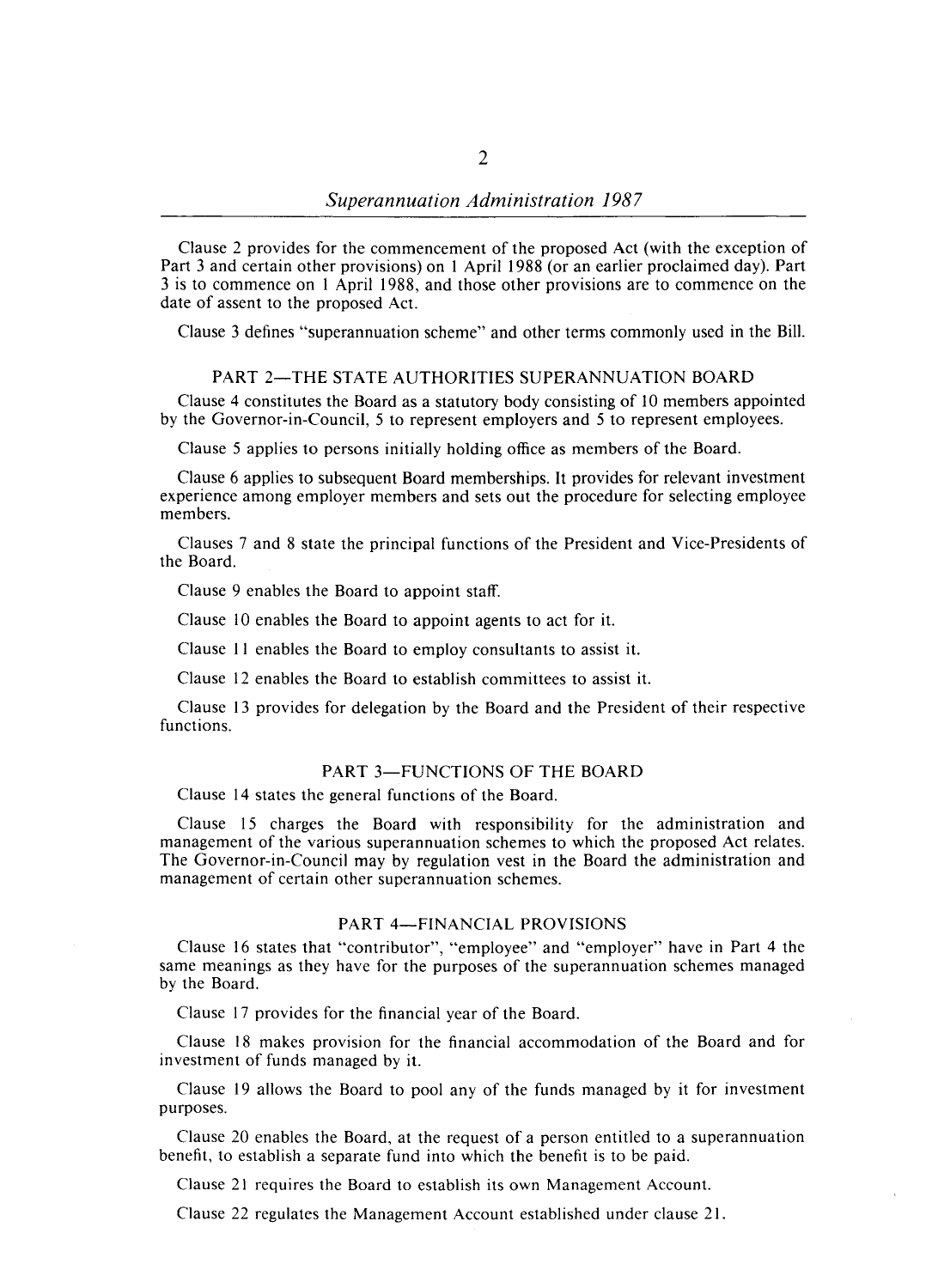Clause 2 provides for the commencement of the proposed Act (with the exception of Part 3 and certain other provisions) on 1 April 1988 (or an earlier proclaimed day). Part 3 is to commence on 1 April 1988, and those other provisions are to commence on the date of assent to the proposed Act.

Clause 3 defines "superannuation scheme" and other terms commonly used in the Bill.

## PART 2—THE STATE AUTHORITIES SUPERANNUATION BOARD

Clause 4 constitutes the Board as a statutory body consisting of 10 members appointed by the Governor-in-Council, 5 to represent employers and 5 to represent employees.

Clause 5 applies to persons initially holding office as members of the Board.

Clause 6 applies to subsequent Board memberships. It provides for relevant investment experience among employer members and sets out the procedure for selecting employee members.

Clauses 7 and 8 state the principal functions of the President and Vice-Presidents of the Board.

Clause 9 enables the Board to appoint staff.

Clause 10 enables the Board to appoint agents to act for it.

Clause 11 enables the Board to employ consultants to assist it.

Clause 12 enables the Board to establish committees to assist it.

Clause 13 provides for delegation by the Board and the President of their respective functions.

## PART 3—FUNCTIONS OF THE BOARD

Clause 14 states the general functions of the Board.

Clause 15 charges the Board with responsibility for the administration and management of the various superannuation schemes to which the proposed Act relates. The Governor-in-Council may by regulation vest in the Board the administration and management of certain other superannuation schemes.

## PART 4—FINANCIAL PROVISIONS

Clause 16 states that "contributor", "employee" and "employer" have in Part 4 the same meanings as they have for the purposes of the superannuation schemes managed by the Board.

Clause 17 provides for the financial year of the Board.

Clause 18 makes provision for the financial accommodation of the Board and for investment of funds managed by it.

Clause 19 allows the Board to pool any of the funds managed by it for investment purposes.

Clause 20 enables the Board, at the request of a person entitled to a superannuation benefit, to establish a separate fund into which the benefit is to be paid.

Clause 21 requires the Board to establish its own Management Account.

Clause 22 regulates the Management Account established under clause 21.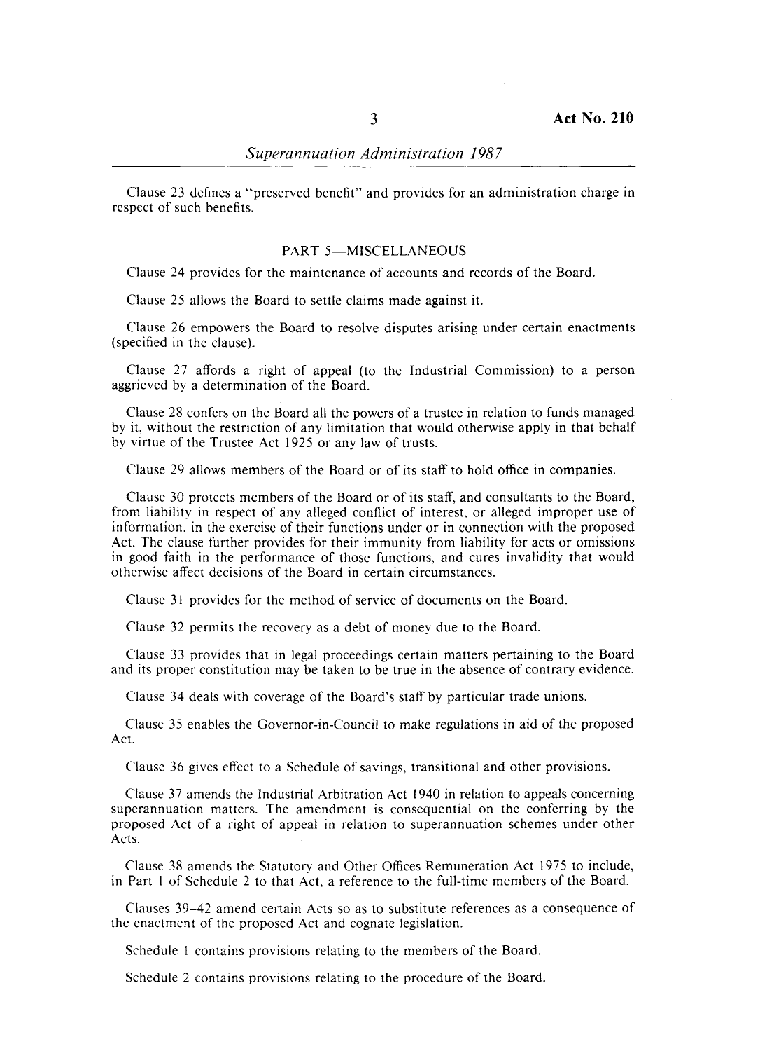Clause 23 defines a "preserved benefit" and provides for an administration charge in respect of such benefits.

## PART 5—MISCELLANEOUS

Clause 24 provides for the maintenance of accounts and records of the Board.

Clause 25 allows the Board to settle claims made against it.

Clause 26 empowers the Board to resolve disputes arising under certain enactments (specified in the clause).

Clause 27 affords a right of appeal (to the Industrial Commission) to a person aggrieved by a determination of the Board.

Clause 28 confers on the Board all the powers of a trustee in relation to funds managed by it, without the restriction of any limitation that would otherwise apply in that behalf by virtue of the Trustee Act 1925 or any law of trusts.

Clause 29 allows members of the Board or of its staff to hold office in companies.

Clause 30 protects members of the Board or of its staff, and consultants to the Board, from liability in respect of any alleged conflict of interest, or alleged improper use of information, in the exercise of their functions under or in connection with the proposed Act. The clause further provides for their immunity from liability for acts or omissions in good faith in the performance of those functions, and cures invalidity that would otherwise affect decisions of the Board in certain circumstances.

Clause 31 provides for the method of service of documents on the Board.

Clause 32 permits the recovery as a debt of money due to the Board.

Clause 33 provides that in legal proceedings certain matters pertaining to the Board and its proper constitution may be taken to be true in the absence of contrary evidence.

Clause 34 deals with coverage of the Board's staff by particular trade unions.

Clause 35 enables the Governor-in-Council to make regulations in aid of the proposed Act.

Clause 36 gives effect to a Schedule of savings, transitional and other provisions.

Clause 37 amends the Industrial Arbitration Act 1940 in relation to appeals concerning superannuation matters. The amendment is consequential on the conferring by the proposed Act of a right of appeal in relation to superannuation schemes under other Acts.

Clause 38 amends the Statutory and Other Offices Remuneration Act 1975 to include, in Part 1 of Schedule 2 to that Act, a reference to the full-time members of the Board.

Clauses 39–42 amend certain Acts so as to substitute references as a consequence of the enactment of the proposed Act and cognate legislation.

Schedule 1 contains provisions relating to the members of the Board.

Schedule 2 contains provisions relating to the procedure of the Board.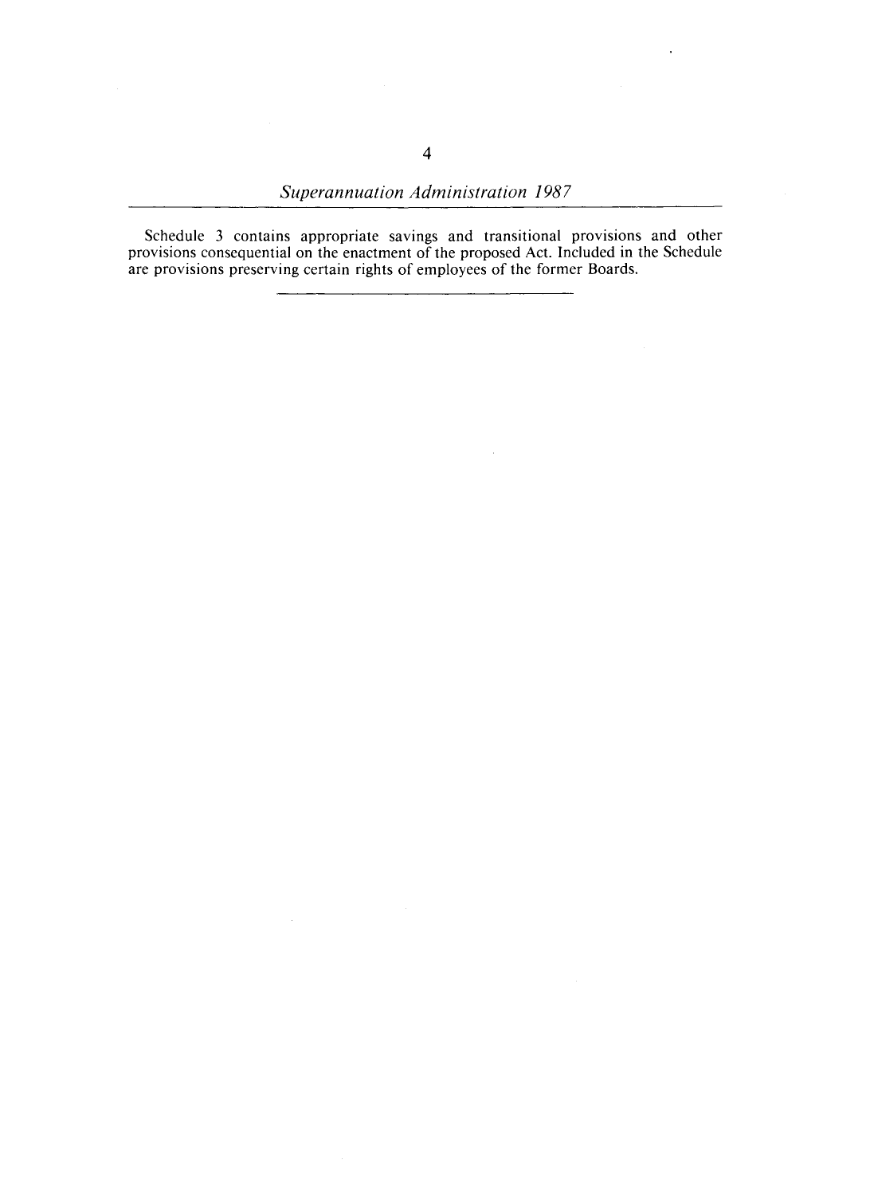Schedule 3 contains appropriate savings and transitional provisions and other provisions consequential on the enactment of the proposed Act. Included in the Schedule are provisions preserving certain rights of employees of the former Boards.